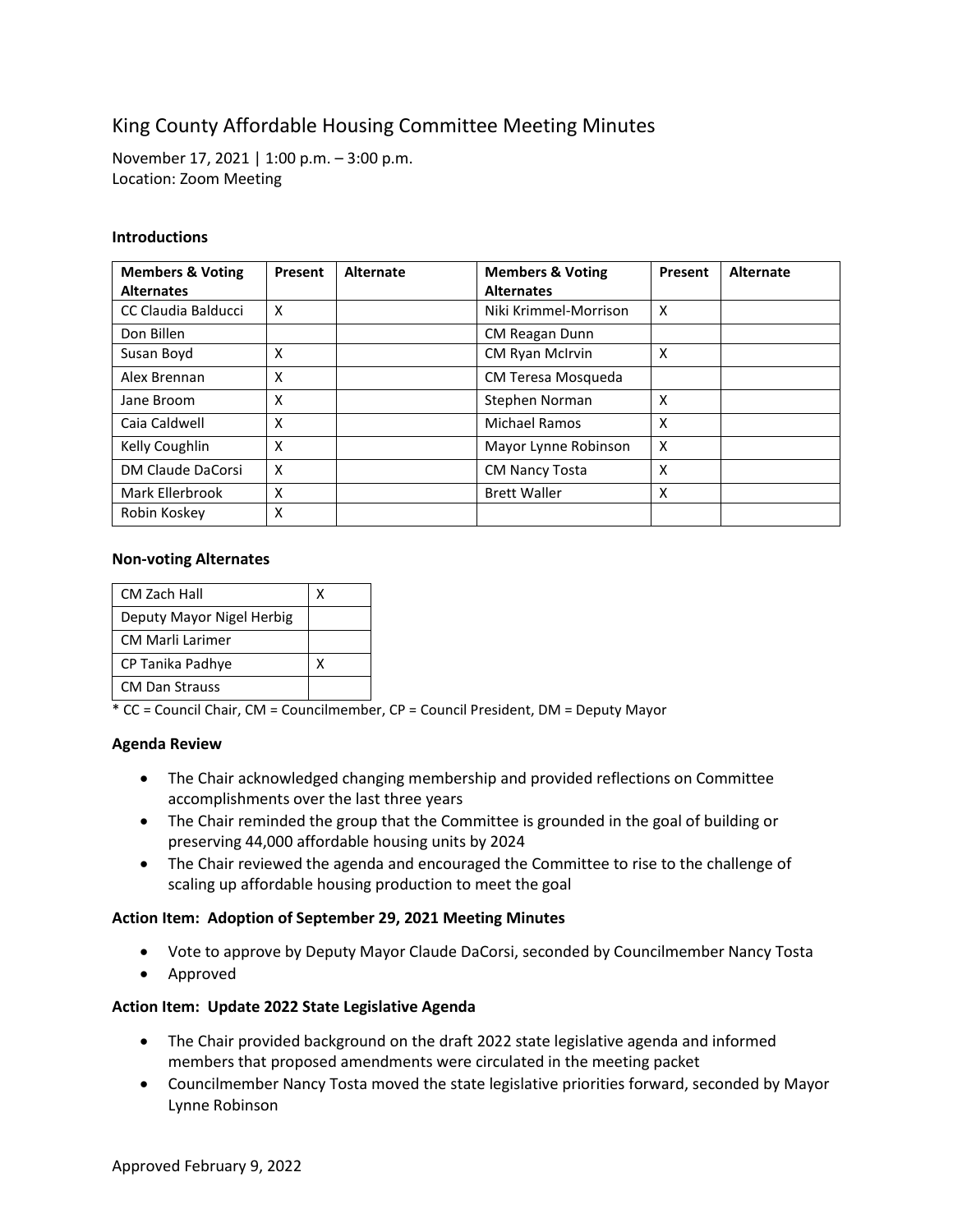# King County Affordable Housing Committee Meeting Minutes

November 17, 2021 | 1:00 p.m. – 3:00 p.m.
Location: Zoom Meeting

### Introductions

| Members & Voting Alternates | Present | Alternate | Members & Voting Alternates | Present | Alternate |
|---|---|---|---|---|---|
| CC Claudia Balducci | X | | Niki Krimmel-Morrison | X | |
| Don Billen | | | CM Reagan Dunn | | |
| Susan Boyd | X | | CM Ryan McIrvin | X | |
| Alex Brennan | X | | CM Teresa Mosqueda | | |
| Jane Broom | X | | Stephen Norman | X | |
| Caia Caldwell | X | | Michael Ramos | X | |
| Kelly Coughlin | X | | Mayor Lynne Robinson | X | |
| DM Claude DaCorsi | X | | CM Nancy Tosta | X | |
| Mark Ellerbrook | X | | Brett Waller | X | |
| Robin Koskey | X | | | | |

### Non-voting Alternates

| | |
|---|---|
| CM Zach Hall | X |
| Deputy Mayor Nigel Herbig | |
| CM Marli Larimer | |
| CP Tanika Padhye | X |
| CM Dan Strauss | |

* CC = Council Chair, CM = Councilmember, CP = Council President, DM = Deputy Mayor

### Agenda Review

- The Chair acknowledged changing membership and provided reflections on Committee accomplishments over the last three years
- The Chair reminded the group that the Committee is grounded in the goal of building or preserving 44,000 affordable housing units by 2024
- The Chair reviewed the agenda and encouraged the Committee to rise to the challenge of scaling up affordable housing production to meet the goal

### Action Item: Adoption of September 29, 2021 Meeting Minutes

- Vote to approve by Deputy Mayor Claude DaCorsi, seconded by Councilmember Nancy Tosta
- Approved

### Action Item: Update 2022 State Legislative Agenda

- The Chair provided background on the draft 2022 state legislative agenda and informed members that proposed amendments were circulated in the meeting packet
- Councilmember Nancy Tosta moved the state legislative priorities forward, seconded by Mayor Lynne Robinson

Approved February 9, 2022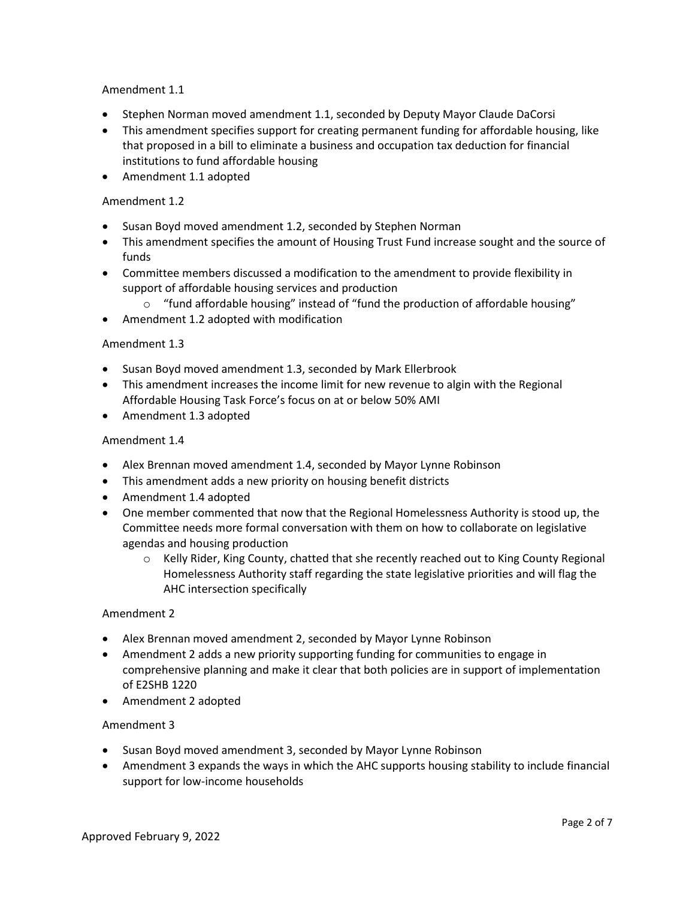Amendment 1.1

- Stephen Norman moved amendment 1.1, seconded by Deputy Mayor Claude DaCorsi
- This amendment specifies support for creating permanent funding for affordable housing, like that proposed in a bill to eliminate a business and occupation tax deduction for financial institutions to fund affordable housing
- Amendment 1.1 adopted

Amendment 1.2

- Susan Boyd moved amendment 1.2, seconded by Stephen Norman
- This amendment specifies the amount of Housing Trust Fund increase sought and the source of funds
- Committee members discussed a modification to the amendment to provide flexibility in support of affordable housing services and production
  - "fund affordable housing" instead of "fund the production of affordable housing"
- Amendment 1.2 adopted with modification

Amendment 1.3

- Susan Boyd moved amendment 1.3, seconded by Mark Ellerbrook
- This amendment increases the income limit for new revenue to algin with the Regional Affordable Housing Task Force's focus on at or below 50% AMI
- Amendment 1.3 adopted

Amendment 1.4

- Alex Brennan moved amendment 1.4, seconded by Mayor Lynne Robinson
- This amendment adds a new priority on housing benefit districts
- Amendment 1.4 adopted
- One member commented that now that the Regional Homelessness Authority is stood up, the Committee needs more formal conversation with them on how to collaborate on legislative agendas and housing production
  - Kelly Rider, King County, chatted that she recently reached out to King County Regional Homelessness Authority staff regarding the state legislative priorities and will flag the AHC intersection specifically

Amendment 2

- Alex Brennan moved amendment 2, seconded by Mayor Lynne Robinson
- Amendment 2 adds a new priority supporting funding for communities to engage in comprehensive planning and make it clear that both policies are in support of implementation of E2SHB 1220
- Amendment 2 adopted

Amendment 3

- Susan Boyd moved amendment 3, seconded by Mayor Lynne Robinson
- Amendment 3 expands the ways in which the AHC supports housing stability to include financial support for low-income households

Approved February 9, 2022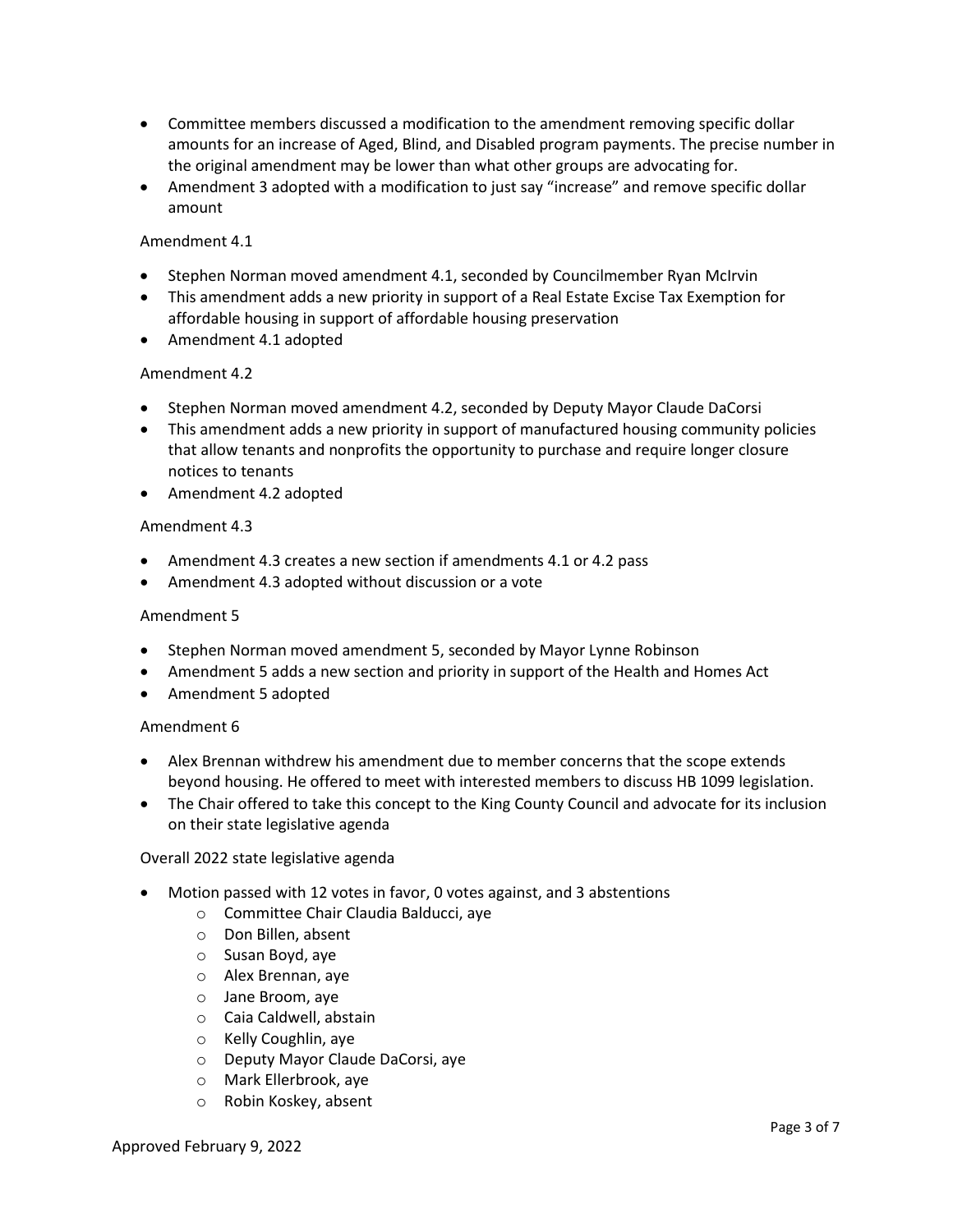- Committee members discussed a modification to the amendment removing specific dollar amounts for an increase of Aged, Blind, and Disabled program payments. The precise number in the original amendment may be lower than what other groups are advocating for.
- Amendment 3 adopted with a modification to just say "increase" and remove specific dollar amount

Amendment 4.1

- Stephen Norman moved amendment 4.1, seconded by Councilmember Ryan McIrvin
- This amendment adds a new priority in support of a Real Estate Excise Tax Exemption for affordable housing in support of affordable housing preservation
- Amendment 4.1 adopted

Amendment 4.2

- Stephen Norman moved amendment 4.2, seconded by Deputy Mayor Claude DaCorsi
- This amendment adds a new priority in support of manufactured housing community policies that allow tenants and nonprofits the opportunity to purchase and require longer closure notices to tenants
- Amendment 4.2 adopted

Amendment 4.3

- Amendment 4.3 creates a new section if amendments 4.1 or 4.2 pass
- Amendment 4.3 adopted without discussion or a vote

Amendment 5

- Stephen Norman moved amendment 5, seconded by Mayor Lynne Robinson
- Amendment 5 adds a new section and priority in support of the Health and Homes Act
- Amendment 5 adopted

Amendment 6

- Alex Brennan withdrew his amendment due to member concerns that the scope extends beyond housing. He offered to meet with interested members to discuss HB 1099 legislation.
- The Chair offered to take this concept to the King County Council and advocate for its inclusion on their state legislative agenda

Overall 2022 state legislative agenda

- Motion passed with 12 votes in favor, 0 votes against, and 3 abstentions
  - Committee Chair Claudia Balducci, aye
  - Don Billen, absent
  - Susan Boyd, aye
  - Alex Brennan, aye
  - Jane Broom, aye
  - Caia Caldwell, abstain
  - Kelly Coughlin, aye
  - Deputy Mayor Claude DaCorsi, aye
  - Mark Ellerbrook, aye
  - Robin Koskey, absent

Approved February 9, 2022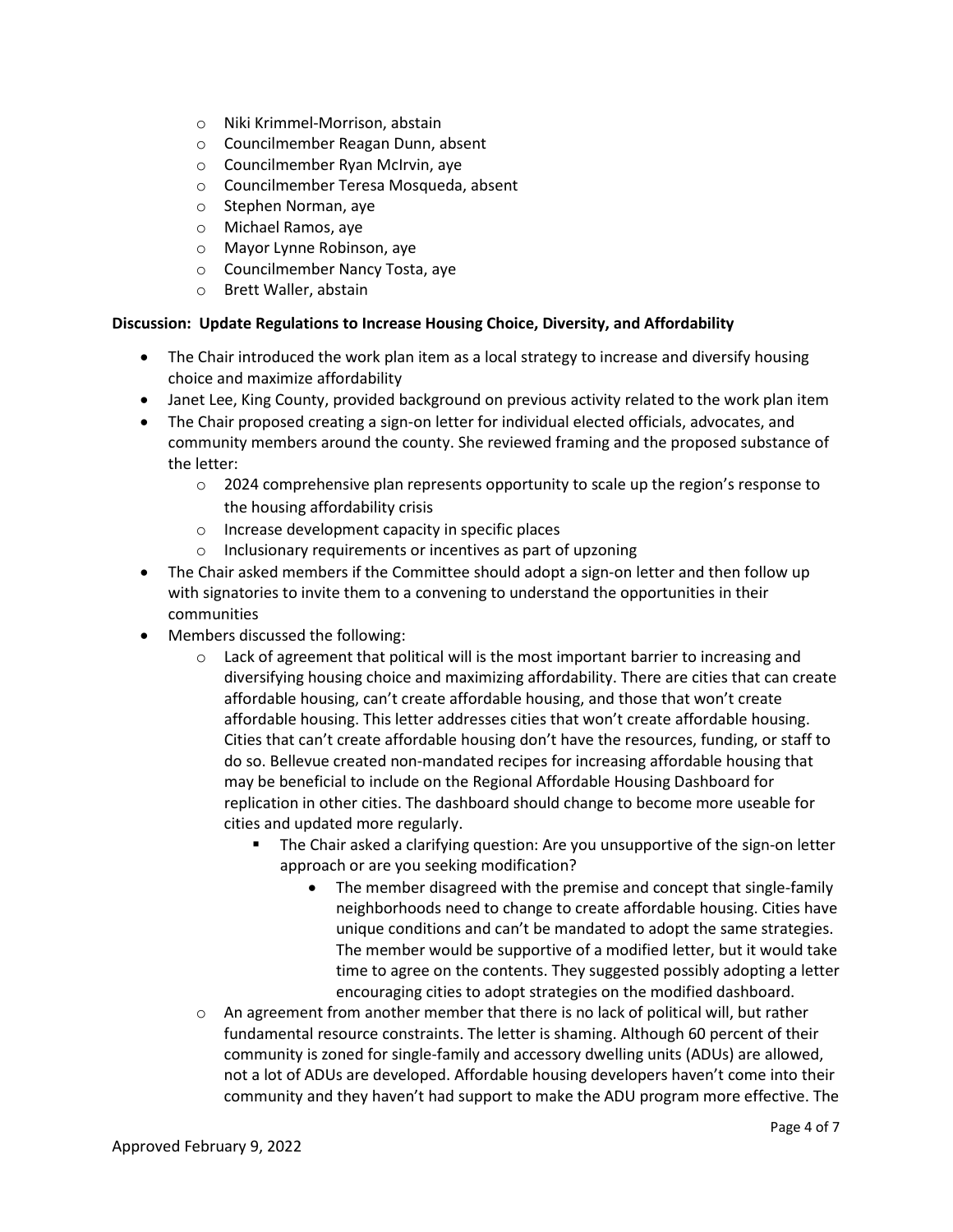- Niki Krimmel-Morrison, abstain
- Councilmember Reagan Dunn, absent
- Councilmember Ryan McIrvin, aye
- Councilmember Teresa Mosqueda, absent
- Stephen Norman, aye
- Michael Ramos, aye
- Mayor Lynne Robinson, aye
- Councilmember Nancy Tosta, aye
- Brett Waller, abstain

**Discussion: Update Regulations to Increase Housing Choice, Diversity, and Affordability**

- The Chair introduced the work plan item as a local strategy to increase and diversify housing choice and maximize affordability
- Janet Lee, King County, provided background on previous activity related to the work plan item
- The Chair proposed creating a sign-on letter for individual elected officials, advocates, and community members around the county. She reviewed framing and the proposed substance of the letter:
  - 2024 comprehensive plan represents opportunity to scale up the region's response to the housing affordability crisis
  - Increase development capacity in specific places
  - Inclusionary requirements or incentives as part of upzoning
- The Chair asked members if the Committee should adopt a sign-on letter and then follow up with signatories to invite them to a convening to understand the opportunities in their communities
- Members discussed the following:
  - Lack of agreement that political will is the most important barrier to increasing and diversifying housing choice and maximizing affordability. There are cities that can create affordable housing, can't create affordable housing, and those that won't create affordable housing. This letter addresses cities that won't create affordable housing. Cities that can't create affordable housing don't have the resources, funding, or staff to do so. Bellevue created non-mandated recipes for increasing affordable housing that may be beneficial to include on the Regional Affordable Housing Dashboard for replication in other cities. The dashboard should change to become more useable for cities and updated more regularly.
    - The Chair asked a clarifying question: Are you unsupportive of the sign-on letter approach or are you seeking modification?
      - The member disagreed with the premise and concept that single-family neighborhoods need to change to create affordable housing. Cities have unique conditions and can't be mandated to adopt the same strategies. The member would be supportive of a modified letter, but it would take time to agree on the contents. They suggested possibly adopting a letter encouraging cities to adopt strategies on the modified dashboard.
  - An agreement from another member that there is no lack of political will, but rather fundamental resource constraints. The letter is shaming. Although 60 percent of their community is zoned for single-family and accessory dwelling units (ADUs) are allowed, not a lot of ADUs are developed. Affordable housing developers haven't come into their community and they haven't had support to make the ADU program more effective. The

Approved February 9, 2022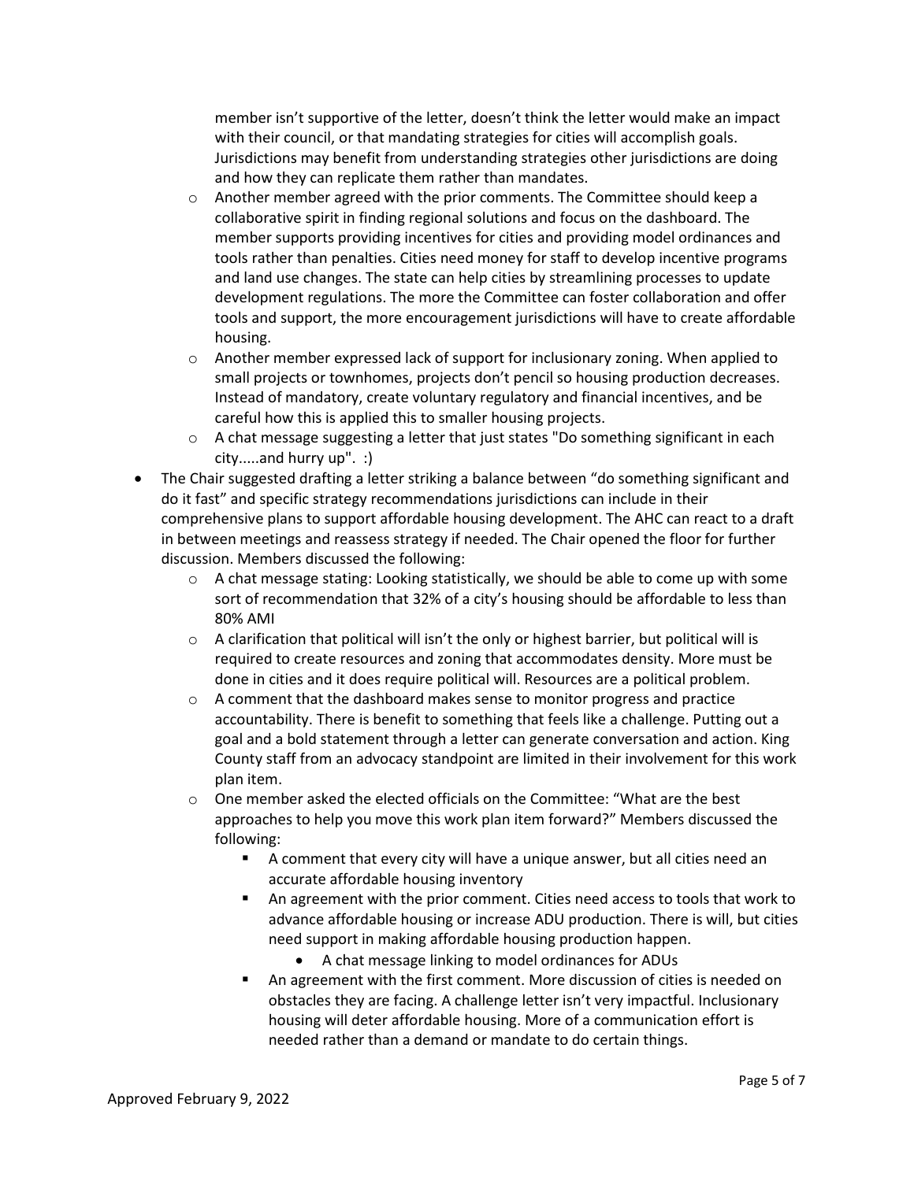member isn't supportive of the letter, doesn't think the letter would make an impact with their council, or that mandating strategies for cities will accomplish goals. Jurisdictions may benefit from understanding strategies other jurisdictions are doing and how they can replicate them rather than mandates.

  - Another member agreed with the prior comments. The Committee should keep a collaborative spirit in finding regional solutions and focus on the dashboard. The member supports providing incentives for cities and providing model ordinances and tools rather than penalties. Cities need money for staff to develop incentive programs and land use changes. The state can help cities by streamlining processes to update development regulations. The more the Committee can foster collaboration and offer tools and support, the more encouragement jurisdictions will have to create affordable housing.
  - Another member expressed lack of support for inclusionary zoning. When applied to small projects or townhomes, projects don't pencil so housing production decreases. Instead of mandatory, create voluntary regulatory and financial incentives, and be careful how this is applied this to smaller housing projects.
  - A chat message suggesting a letter that just states "Do something significant in each city.....and hurry up". :)
- The Chair suggested drafting a letter striking a balance between "do something significant and do it fast" and specific strategy recommendations jurisdictions can include in their comprehensive plans to support affordable housing development. The AHC can react to a draft in between meetings and reassess strategy if needed. The Chair opened the floor for further discussion. Members discussed the following:
  - A chat message stating: Looking statistically, we should be able to come up with some sort of recommendation that 32% of a city's housing should be affordable to less than 80% AMI
  - A clarification that political will isn't the only or highest barrier, but political will is required to create resources and zoning that accommodates density. More must be done in cities and it does require political will. Resources are a political problem.
  - A comment that the dashboard makes sense to monitor progress and practice accountability. There is benefit to something that feels like a challenge. Putting out a goal and a bold statement through a letter can generate conversation and action. King County staff from an advocacy standpoint are limited in their involvement for this work plan item.
  - One member asked the elected officials on the Committee: "What are the best approaches to help you move this work plan item forward?" Members discussed the following:
    - A comment that every city will have a unique answer, but all cities need an accurate affordable housing inventory
    - An agreement with the prior comment. Cities need access to tools that work to advance affordable housing or increase ADU production. There is will, but cities need support in making affordable housing production happen.
      - A chat message linking to model ordinances for ADUs
    - An agreement with the first comment. More discussion of cities is needed on obstacles they are facing. A challenge letter isn't very impactful. Inclusionary housing will deter affordable housing. More of a communication effort is needed rather than a demand or mandate to do certain things.

Approved February 9, 2022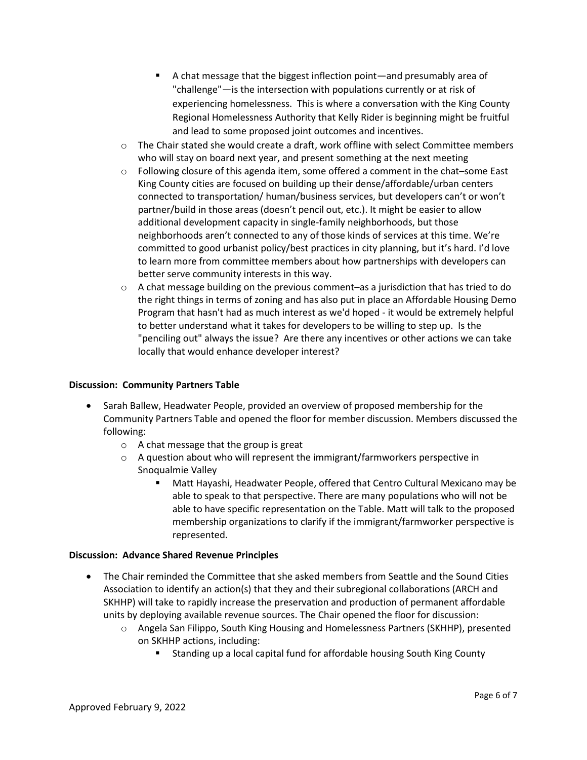- A chat message that the biggest inflection point—and presumably area of "challenge"—is the intersection with populations currently or at risk of experiencing homelessness. This is where a conversation with the King County Regional Homelessness Authority that Kelly Rider is beginning might be fruitful and lead to some proposed joint outcomes and incentives.
    - The Chair stated she would create a draft, work offline with select Committee members who will stay on board next year, and present something at the next meeting
    - Following closure of this agenda item, some offered a comment in the chat–some East King County cities are focused on building up their dense/affordable/urban centers connected to transportation/ human/business services, but developers can't or won't partner/build in those areas (doesn't pencil out, etc.). It might be easier to allow additional development capacity in single-family neighborhoods, but those neighborhoods aren't connected to any of those kinds of services at this time. We're committed to good urbanist policy/best practices in city planning, but it's hard. I'd love to learn more from committee members about how partnerships with developers can better serve community interests in this way.
    - A chat message building on the previous comment–as a jurisdiction that has tried to do the right things in terms of zoning and has also put in place an Affordable Housing Demo Program that hasn't had as much interest as we'd hoped - it would be extremely helpful to better understand what it takes for developers to be willing to step up. Is the "penciling out" always the issue? Are there any incentives or other actions we can take locally that would enhance developer interest?

**Discussion: Community Partners Table**

- Sarah Ballew, Headwater People, provided an overview of proposed membership for the Community Partners Table and opened the floor for member discussion. Members discussed the following:
    - A chat message that the group is great
    - A question about who will represent the immigrant/farmworkers perspective in Snoqualmie Valley
        - Matt Hayashi, Headwater People, offered that Centro Cultural Mexicano may be able to speak to that perspective. There are many populations who will not be able to have specific representation on the Table. Matt will talk to the proposed membership organizations to clarify if the immigrant/farmworker perspective is represented.

**Discussion: Advance Shared Revenue Principles**

- The Chair reminded the Committee that she asked members from Seattle and the Sound Cities Association to identify an action(s) that they and their subregional collaborations (ARCH and SKHHP) will take to rapidly increase the preservation and production of permanent affordable units by deploying available revenue sources. The Chair opened the floor for discussion:
    - Angela San Filippo, South King Housing and Homelessness Partners (SKHHP), presented on SKHHP actions, including:
        - Standing up a local capital fund for affordable housing South King County

Approved February 9, 2022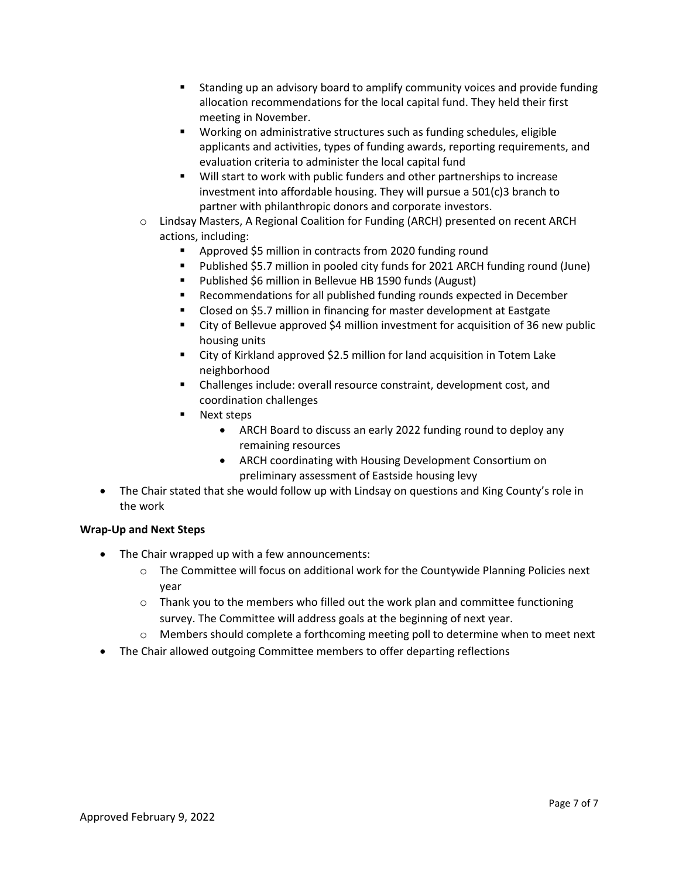- Standing up an advisory board to amplify community voices and provide funding allocation recommendations for the local capital fund. They held their first meeting in November.
    - Working on administrative structures such as funding schedules, eligible applicants and activities, types of funding awards, reporting requirements, and evaluation criteria to administer the local capital fund
    - Will start to work with public funders and other partnerships to increase investment into affordable housing. They will pursue a 501(c)3 branch to partner with philanthropic donors and corporate investors.
  - Lindsay Masters, A Regional Coalition for Funding (ARCH) presented on recent ARCH actions, including:
    - Approved $5 million in contracts from 2020 funding round
    - Published $5.7 million in pooled city funds for 2021 ARCH funding round (June)
    - Published $6 million in Bellevue HB 1590 funds (August)
    - Recommendations for all published funding rounds expected in December
    - Closed on $5.7 million in financing for master development at Eastgate
    - City of Bellevue approved $4 million investment for acquisition of 36 new public housing units
    - City of Kirkland approved $2.5 million for land acquisition in Totem Lake neighborhood
    - Challenges include: overall resource constraint, development cost, and coordination challenges
    - Next steps
      - ARCH Board to discuss an early 2022 funding round to deploy any remaining resources
      - ARCH coordinating with Housing Development Consortium on preliminary assessment of Eastside housing levy
- The Chair stated that she would follow up with Lindsay on questions and King County's role in the work

**Wrap-Up and Next Steps**

- The Chair wrapped up with a few announcements:
  - The Committee will focus on additional work for the Countywide Planning Policies next year
  - Thank you to the members who filled out the work plan and committee functioning survey. The Committee will address goals at the beginning of next year.
  - Members should complete a forthcoming meeting poll to determine when to meet next
- The Chair allowed outgoing Committee members to offer departing reflections

Approved February 9, 2022